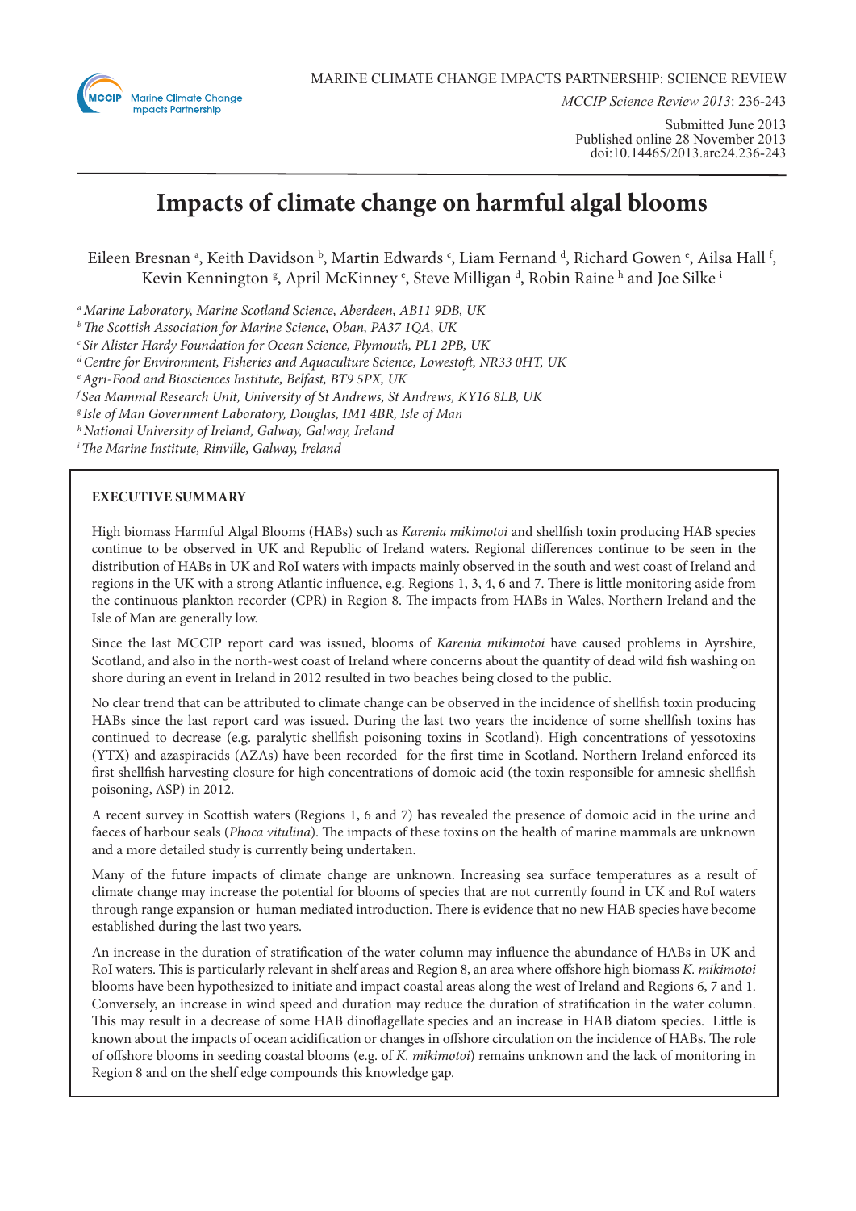MARINE CLIMATE CHANGE IMPACTS PARTNERSHIP: SCIENCE REVIEW

*MCCIP Science Review 2013*: 236-243

Submitted June 2013
Published online 28 November 2013
doi:10.14465/2013.arc24.236-243

# Impacts of climate change on harmful algal blooms

Eileen Bresnan [a], Keith Davidson [b], Martin Edwards [c], Liam Fernand [d], Richard Gowen [e], Ailsa Hall [f], Kevin Kennington [g], April McKinney [e], Steve Milligan [d], Robin Raine [h] and Joe Silke [i]

[a] *Marine Laboratory, Marine Scotland Science, Aberdeen, AB11 9DB, UK*
[b] *The Scottish Association for Marine Science, Oban, PA37 1QA, UK*
[c] *Sir Alister Hardy Foundation for Ocean Science, Plymouth, PL1 2PB, UK*
[d] *Centre for Environment, Fisheries and Aquaculture Science, Lowestoft, NR33 0HT, UK*
[e] *Agri-Food and Biosciences Institute, Belfast, BT9 5PX, UK*
[f] *Sea Mammal Research Unit, University of St Andrews, St Andrews, KY16 8LB, UK*
[g] *Isle of Man Government Laboratory, Douglas, IM1 4BR, Isle of Man*
[h] *National University of Ireland, Galway, Galway, Ireland*
[i] *The Marine Institute, Rinville, Galway, Ireland*

## EXECUTIVE SUMMARY

High biomass Harmful Algal Blooms (HABs) such as *Karenia mikimotoi* and shellfish toxin producing HAB species continue to be observed in UK and Republic of Ireland waters. Regional differences continue to be seen in the distribution of HABs in UK and RoI waters with impacts mainly observed in the south and west coast of Ireland and regions in the UK with a strong Atlantic influence, e.g. Regions 1, 3, 4, 6 and 7. There is little monitoring aside from the continuous plankton recorder (CPR) in Region 8. The impacts from HABs in Wales, Northern Ireland and the Isle of Man are generally low.

Since the last MCCIP report card was issued, blooms of *Karenia mikimotoi* have caused problems in Ayrshire, Scotland, and also in the north-west coast of Ireland where concerns about the quantity of dead wild fish washing on shore during an event in Ireland in 2012 resulted in two beaches being closed to the public.

No clear trend that can be attributed to climate change can be observed in the incidence of shellfish toxin producing HABs since the last report card was issued. During the last two years the incidence of some shellfish toxins has continued to decrease (e.g. paralytic shellfish poisoning toxins in Scotland). High concentrations of yessotoxins (YTX) and azaspiracids (AZAs) have been recorded for the first time in Scotland. Northern Ireland enforced its first shellfish harvesting closure for high concentrations of domoic acid (the toxin responsible for amnesic shellfish poisoning, ASP) in 2012.

A recent survey in Scottish waters (Regions 1, 6 and 7) has revealed the presence of domoic acid in the urine and faeces of harbour seals (*Phoca vitulina*). The impacts of these toxins on the health of marine mammals are unknown and a more detailed study is currently being undertaken.

Many of the future impacts of climate change are unknown. Increasing sea surface temperatures as a result of climate change may increase the potential for blooms of species that are not currently found in UK and RoI waters through range expansion or human mediated introduction. There is evidence that no new HAB species have become established during the last two years.

An increase in the duration of stratification of the water column may influence the abundance of HABs in UK and RoI waters. This is particularly relevant in shelf areas and Region 8, an area where offshore high biomass *K. mikimotoi* blooms have been hypothesized to initiate and impact coastal areas along the west of Ireland and Regions 6, 7 and 1. Conversely, an increase in wind speed and duration may reduce the duration of stratification in the water column. This may result in a decrease of some HAB dinoflagellate species and an increase in HAB diatom species. Little is known about the impacts of ocean acidification or changes in offshore circulation on the incidence of HABs. The role of offshore blooms in seeding coastal blooms (e.g. of *K. mikimotoi*) remains unknown and the lack of monitoring in Region 8 and on the shelf edge compounds this knowledge gap.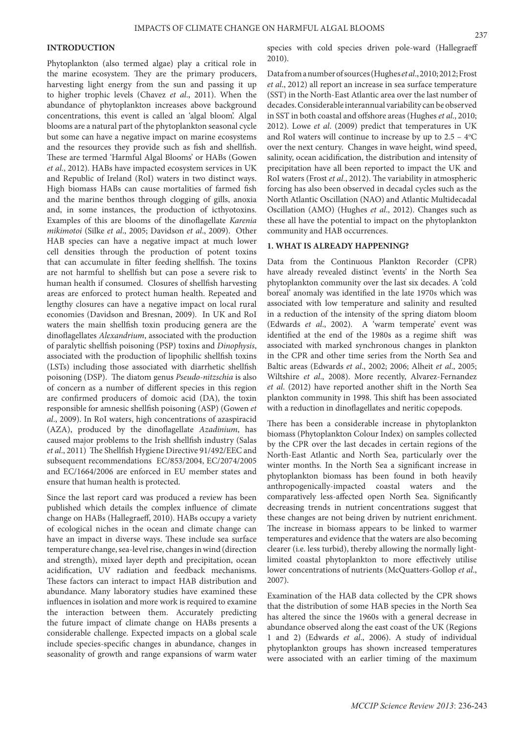## INTRODUCTION

Phytoplankton (also termed algae) play a critical role in the marine ecosystem. They are the primary producers, harvesting light energy from the sun and passing it up to higher trophic levels (Chavez *et al*., 2011). When the abundance of phytoplankton increases above background concentrations, this event is called an 'algal bloom'. Algal blooms are a natural part of the phytoplankton seasonal cycle but some can have a negative impact on marine ecosystems and the resources they provide such as fish and shellfish. These are termed 'Harmful Algal Blooms' or HABs (Gowen *et al*., 2012). HABs have impacted ecosystem services in UK and Republic of Ireland (RoI) waters in two distinct ways. High biomass HABs can cause mortalities of farmed fish and the marine benthos through clogging of gills, anoxia and, in some instances, the production of icthyotoxins. Examples of this are blooms of the dinoflagellate *Karenia mikimotoi* (Silke *et al*., 2005; Davidson *et al*., 2009). Other HAB species can have a negative impact at much lower cell densities through the production of potent toxins that can accumulate in filter feeding shellfish. The toxins are not harmful to shellfish but can pose a severe risk to human health if consumed. Closures of shellfish harvesting areas are enforced to protect human health. Repeated and lengthy closures can have a negative impact on local rural economies (Davidson and Bresnan, 2009). In UK and RoI waters the main shellfish toxin producing genera are the dinoflagellates *Alexandrium*, associated with the production of paralytic shellfish poisoning (PSP) toxins and *Dinophysis*, associated with the production of lipophilic shellfish toxins (LSTs) including those associated with diarrhetic shellfish poisoning (DSP). The diatom genus *Pseudo-nitzschia* is also of concern as a number of different species in this region are confirmed producers of domoic acid (DA), the toxin responsible for amnesic shellfish poisoning (ASP) (Gowen *et al*., 2009). In RoI waters, high concentrations of azaspiracid (AZA), produced by the dinoflagellate *Azadinium*, has caused major problems to the Irish shellfish industry (Salas *et al*., 2011) The Shellfish Hygiene Directive 91/492/EEC and subsequent recommendations EC/853/2004, EC/2074/2005 and EC/1664/2006 are enforced in EU member states and ensure that human health is protected.

Since the last report card was produced a review has been published which details the complex influence of climate change on HABs (Hallegraeff, 2010). HABs occupy a variety of ecological niches in the ocean and climate change can have an impact in diverse ways. These include sea surface temperature change, sea-level rise, changes in wind (direction and strength), mixed layer depth and precipitation, ocean acidification, UV radiation and feedback mechanisms. These factors can interact to impact HAB distribution and abundance. Many laboratory studies have examined these influences in isolation and more work is required to examine the interaction between them. Accurately predicting the future impact of climate change on HABs presents a considerable challenge. Expected impacts on a global scale include species-specific changes in abundance, changes in seasonality of growth and range expansions of warm water species with cold species driven pole-ward (Hallegraeff 2010).

Data from a number of sources (Hughes *et al*., 2010; 2012; Frost *et al*., 2012) all report an increase in sea surface temperature (SST) in the North-East Atlantic area over the last number of decades. Considerable interannual variability can be observed in SST in both coastal and offshore areas (Hughes *et al*., 2010; 2012). Lowe *et al*. (2009) predict that temperatures in UK and RoI waters will continue to increase by up to 2.5 – 4°C over the next century. Changes in wave height, wind speed, salinity, ocean acidification, the distribution and intensity of precipitation have all been reported to impact the UK and RoI waters (Frost *et al*., 2012). The variability in atmospheric forcing has also been observed in decadal cycles such as the North Atlantic Oscillation (NAO) and Atlantic Multidecadal Oscillation (AMO) (Hughes *et al*., 2012). Changes such as these all have the potential to impact on the phytoplankton community and HAB occurrences.

## 1. WHAT IS ALREADY HAPPENING?

Data from the Continuous Plankton Recorder (CPR) have already revealed distinct 'events' in the North Sea phytoplankton community over the last six decades. A 'cold boreal' anomaly was identified in the late 1970s which was associated with low temperature and salinity and resulted in a reduction of the intensity of the spring diatom bloom (Edwards *et al*., 2002). A 'warm temperate' event was identified at the end of the 1980s as a regime shift was associated with marked synchronous changes in plankton in the CPR and other time series from the North Sea and Baltic areas (Edwards *et al*., 2002; 2006; Alheit *et al*., 2005; Wiltshire *et al*., 2008). More recently, Alvarez-Fernandez *et al*. (2012) have reported another shift in the North Sea plankton community in 1998. This shift has been associated with a reduction in dinoflagellates and neritic copepods.

There has been a considerable increase in phytoplankton biomass (Phytoplankton Colour Index) on samples collected by the CPR over the last decades in certain regions of the North-East Atlantic and North Sea, particularly over the winter months. In the North Sea a significant increase in phytoplankton biomass has been found in both heavily anthropogenically-impacted coastal waters and the comparatively less-affected open North Sea. Significantly decreasing trends in nutrient concentrations suggest that these changes are not being driven by nutrient enrichment. The increase in biomass appears to be linked to warmer temperatures and evidence that the waters are also becoming clearer (i.e. less turbid), thereby allowing the normally light-limited coastal phytoplankton to more effectively utilise lower concentrations of nutrients (McQuatters-Gollop *et al*., 2007).

Examination of the HAB data collected by the CPR shows that the distribution of some HAB species in the North Sea has altered the since the 1960s with a general decrease in abundance observed along the east coast of the UK (Regions 1 and 2) (Edwards *et al*., 2006). A study of individual phytoplankton groups has shown increased temperatures were associated with an earlier timing of the maximum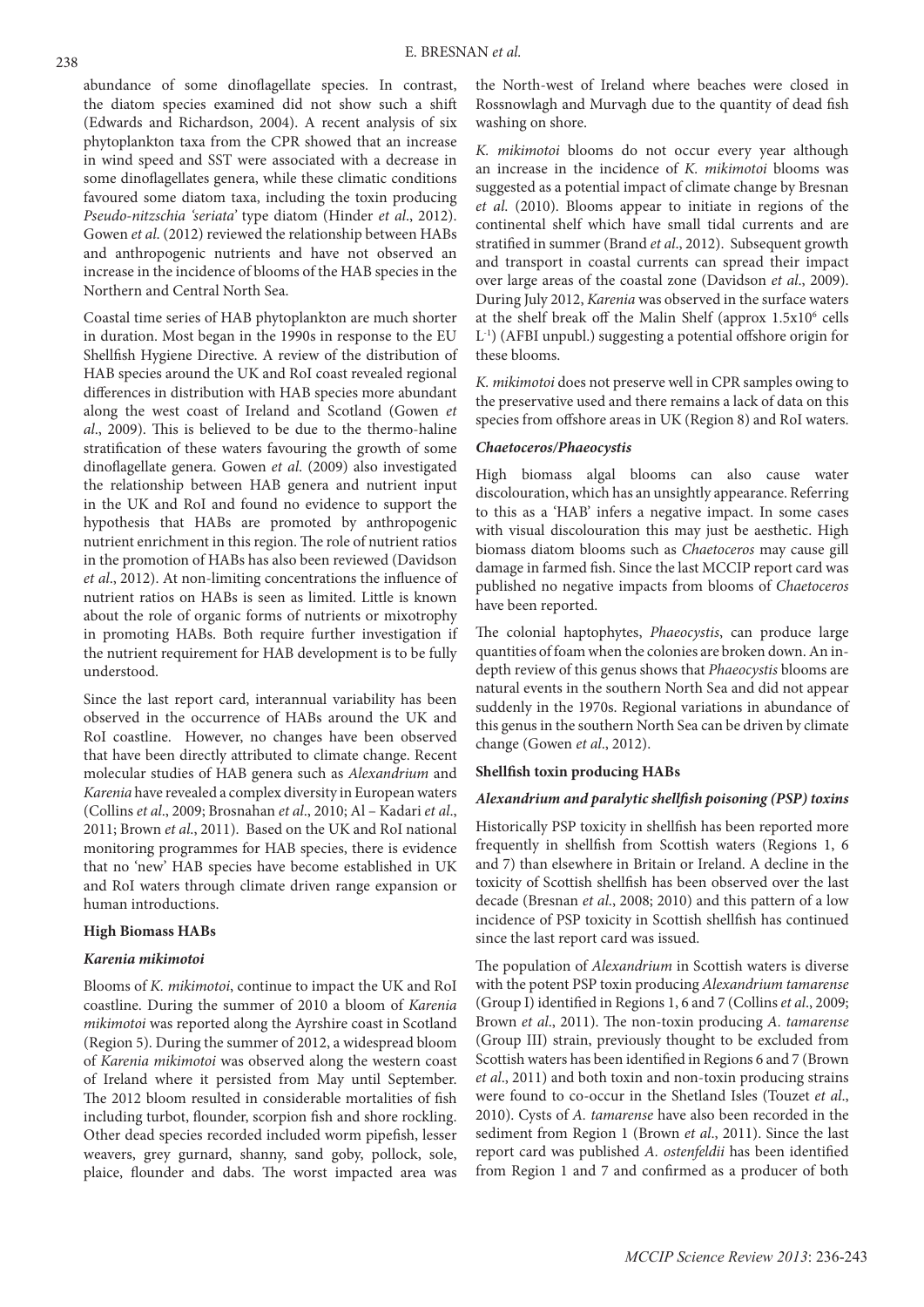abundance of some dinoflagellate species. In contrast, the diatom species examined did not show such a shift (Edwards and Richardson, 2004). A recent analysis of six phytoplankton taxa from the CPR showed that an increase in wind speed and SST were associated with a decrease in some dinoflagellates genera, while these climatic conditions favoured some diatom taxa, including the toxin producing *Pseudo-nitzschia 'seriata'* type diatom (Hinder *et al*., 2012). Gowen *et al*. (2012) reviewed the relationship between HABs and anthropogenic nutrients and have not observed an increase in the incidence of blooms of the HAB species in the Northern and Central North Sea.

Coastal time series of HAB phytoplankton are much shorter in duration. Most began in the 1990s in response to the EU Shellfish Hygiene Directive. A review of the distribution of HAB species around the UK and RoI coast revealed regional differences in distribution with HAB species more abundant along the west coast of Ireland and Scotland (Gowen *et al*., 2009). This is believed to be due to the thermo-haline stratification of these waters favouring the growth of some dinoflagellate genera. Gowen *et al*. (2009) also investigated the relationship between HAB genera and nutrient input in the UK and RoI and found no evidence to support the hypothesis that HABs are promoted by anthropogenic nutrient enrichment in this region. The role of nutrient ratios in the promotion of HABs has also been reviewed (Davidson *et al*., 2012). At non-limiting concentrations the influence of nutrient ratios on HABs is seen as limited. Little is known about the role of organic forms of nutrients or mixotrophy in promoting HABs. Both require further investigation if the nutrient requirement for HAB development is to be fully understood.

Since the last report card, interannual variability has been observed in the occurrence of HABs around the UK and RoI coastline. However, no changes have been observed that have been directly attributed to climate change. Recent molecular studies of HAB genera such as *Alexandrium* and *Karenia* have revealed a complex diversity in European waters (Collins *et al*., 2009; Brosnahan *et al*., 2010; Al – Kadari *et al*., 2011; Brown *et al*., 2011). Based on the UK and RoI national monitoring programmes for HAB species, there is evidence that no 'new' HAB species have become established in UK and RoI waters through climate driven range expansion or human introductions.

**High Biomass HABs**

***Karenia mikimotoi***

Blooms of *K. mikimotoi*, continue to impact the UK and RoI coastline. During the summer of 2010 a bloom of *Karenia mikimotoi* was reported along the Ayrshire coast in Scotland (Region 5). During the summer of 2012, a widespread bloom of *Karenia mikimotoi* was observed along the western coast of Ireland where it persisted from May until September. The 2012 bloom resulted in considerable mortalities of fish including turbot, flounder, scorpion fish and shore rockling. Other dead species recorded included worm pipefish, lesser weavers, grey gurnard, shanny, sand goby, pollock, sole, plaice, flounder and dabs. The worst impacted area was the North-west of Ireland where beaches were closed in Rossnowlagh and Murvagh due to the quantity of dead fish washing on shore.

*K. mikimotoi* blooms do not occur every year although an increase in the incidence of *K. mikimotoi* blooms was suggested as a potential impact of climate change by Bresnan *et al*. (2010). Blooms appear to initiate in regions of the continental shelf which have small tidal currents and are stratified in summer (Brand *et al*., 2012). Subsequent growth and transport in coastal currents can spread their impact over large areas of the coastal zone (Davidson *et al*., 2009). During July 2012, *Karenia* was observed in the surface waters at the shelf break off the Malin Shelf (approx $1.5 \times 10^6$ cells $L^{-1}$) (AFBI unpubl.) suggesting a potential offshore origin for these blooms.

*K. mikimotoi* does not preserve well in CPR samples owing to the preservative used and there remains a lack of data on this species from offshore areas in UK (Region 8) and RoI waters.

***Chaetoceros/Phaeocystis***

High biomass algal blooms can also cause water discolouration, which has an unsightly appearance. Referring to this as a 'HAB' infers a negative impact. In some cases with visual discolouration this may just be aesthetic. High biomass diatom blooms such as *Chaetoceros* may cause gill damage in farmed fish. Since the last MCCIP report card was published no negative impacts from blooms of *Chaetoceros* have been reported.

The colonial haptophytes, *Phaeocystis*, can produce large quantities of foam when the colonies are broken down. An in-depth review of this genus shows that *Phaeocystis* blooms are natural events in the southern North Sea and did not appear suddenly in the 1970s. Regional variations in abundance of this genus in the southern North Sea can be driven by climate change (Gowen *et al*., 2012).

**Shellfish toxin producing HABs**

***Alexandrium and paralytic shellfish poisoning (PSP) toxins***

Historically PSP toxicity in shellfish has been reported more frequently in shellfish from Scottish waters (Regions 1, 6 and 7) than elsewhere in Britain or Ireland. A decline in the toxicity of Scottish shellfish has been observed over the last decade (Bresnan *et al*., 2008; 2010) and this pattern of a low incidence of PSP toxicity in Scottish shellfish has continued since the last report card was issued.

The population of *Alexandrium* in Scottish waters is diverse with the potent PSP toxin producing *Alexandrium tamarense* (Group I) identified in Regions 1, 6 and 7 (Collins *et al*., 2009; Brown *et al*., 2011). The non-toxin producing *A. tamarense* (Group III) strain, previously thought to be excluded from Scottish waters has been identified in Regions 6 and 7 (Brown *et al*., 2011) and both toxin and non-toxin producing strains were found to co-occur in the Shetland Isles (Touzet *et al*., 2010). Cysts of *A. tamarense* have also been recorded in the sediment from Region 1 (Brown *et al*., 2011). Since the last report card was published *A. ostenfeldii* has been identified from Region 1 and 7 and confirmed as a producer of both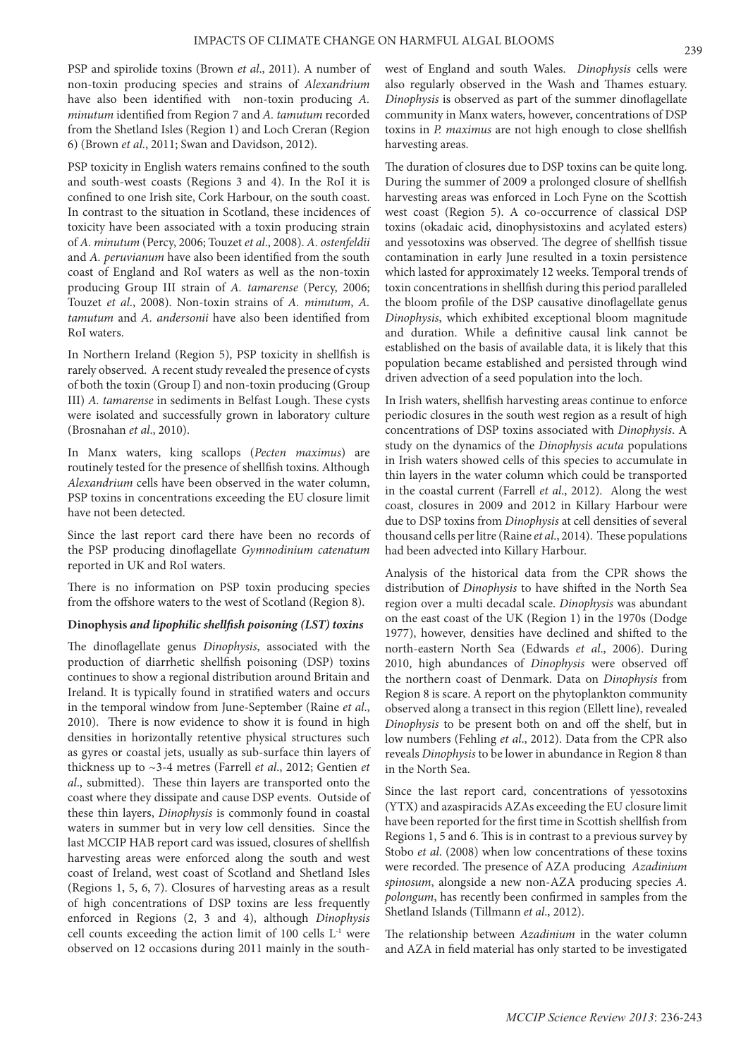PSP and spirolide toxins (Brown *et al*., 2011). A number of non-toxin producing species and strains of *Alexandrium* have also been identified with non-toxin producing *A. minutum* identified from Region 7 and *A. tamutum* recorded from the Shetland Isles (Region 1) and Loch Creran (Region 6) (Brown *et al*., 2011; Swan and Davidson, 2012).

PSP toxicity in English waters remains confined to the south and south-west coasts (Regions 3 and 4). In the RoI it is confined to one Irish site, Cork Harbour, on the south coast. In contrast to the situation in Scotland, these incidences of toxicity have been associated with a toxin producing strain of *A. minutum* (Percy, 2006; Touzet *et al*., 2008). *A. ostenfeldii* and *A. peruvianum* have also been identified from the south coast of England and RoI waters as well as the non-toxin producing Group III strain of *A. tamarense* (Percy, 2006; Touzet *et al*., 2008). Non-toxin strains of *A. minutum*, *A. tamutum* and *A. andersonii* have also been identified from RoI waters.

In Northern Ireland (Region 5), PSP toxicity in shellfish is rarely observed. A recent study revealed the presence of cysts of both the toxin (Group I) and non-toxin producing (Group III) *A. tamarense* in sediments in Belfast Lough. These cysts were isolated and successfully grown in laboratory culture (Brosnahan *et al*., 2010).

In Manx waters, king scallops (*Pecten maximus*) are routinely tested for the presence of shellfish toxins. Although *Alexandrium* cells have been observed in the water column, PSP toxins in concentrations exceeding the EU closure limit have not been detected.

Since the last report card there have been no records of the PSP producing dinoflagellate *Gymnodinium catenatum* reported in UK and RoI waters.

There is no information on PSP toxin producing species from the offshore waters to the west of Scotland (Region 8).

**Dinophysis *and lipophilic shellfish poisoning (LST) toxins***

The dinoflagellate genus *Dinophysis*, associated with the production of diarrhetic shellfish poisoning (DSP) toxins continues to show a regional distribution around Britain and Ireland. It is typically found in stratified waters and occurs in the temporal window from June-September (Raine *et al*., 2010). There is now evidence to show it is found in high densities in horizontally retentive physical structures such as gyres or coastal jets, usually as sub-surface thin layers of thickness up to ~3-4 metres (Farrell *et al*., 2012; Gentien *et al*., submitted). These thin layers are transported onto the coast where they dissipate and cause DSP events. Outside of these thin layers, *Dinophysis* is commonly found in coastal waters in summer but in very low cell densities. Since the last MCCIP HAB report card was issued, closures of shellfish harvesting areas were enforced along the south and west coast of Ireland, west coast of Scotland and Shetland Isles (Regions 1, 5, 6, 7). Closures of harvesting areas as a result of high concentrations of DSP toxins are less frequently enforced in Regions (2, 3 and 4), although *Dinophysis* cell counts exceeding the action limit of 100 cells $L^{-1}$ were observed on 12 occasions during 2011 mainly in the south-west of England and south Wales. *Dinophysis* cells were also regularly observed in the Wash and Thames estuary. *Dinophysis* is observed as part of the summer dinoflagellate community in Manx waters, however, concentrations of DSP toxins in *P. maximus* are not high enough to close shellfish harvesting areas.

The duration of closures due to DSP toxins can be quite long. During the summer of 2009 a prolonged closure of shellfish harvesting areas was enforced in Loch Fyne on the Scottish west coast (Region 5). A co-occurrence of classical DSP toxins (okadaic acid, dinophysistoxins and acylated esters) and yessotoxins was observed. The degree of shellfish tissue contamination in early June resulted in a toxin persistence which lasted for approximately 12 weeks. Temporal trends of toxin concentrations in shellfish during this period paralleled the bloom profile of the DSP causative dinoflagellate genus *Dinophysis*, which exhibited exceptional bloom magnitude and duration. While a definitive causal link cannot be established on the basis of available data, it is likely that this population became established and persisted through wind driven advection of a seed population into the loch.

In Irish waters, shellfish harvesting areas continue to enforce periodic closures in the south west region as a result of high concentrations of DSP toxins associated with *Dinophysis*. A study on the dynamics of the *Dinophysis acuta* populations in Irish waters showed cells of this species to accumulate in thin layers in the water column which could be transported in the coastal current (Farrell *et al*., 2012). Along the west coast, closures in 2009 and 2012 in Killary Harbour were due to DSP toxins from *Dinophysis* at cell densities of several thousand cells per litre (Raine *et al*., 2014). These populations had been advected into Killary Harbour.

Analysis of the historical data from the CPR shows the distribution of *Dinophysis* to have shifted in the North Sea region over a multi decadal scale. *Dinophysis* was abundant on the east coast of the UK (Region 1) in the 1970s (Dodge 1977), however, densities have declined and shifted to the north-eastern North Sea (Edwards *et al*., 2006). During 2010, high abundances of *Dinophysis* were observed off the northern coast of Denmark. Data on *Dinophysis* from Region 8 is scare. A report on the phytoplankton community observed along a transect in this region (Ellett line), revealed *Dinophysis* to be present both on and off the shelf, but in low numbers (Fehling *et al*., 2012). Data from the CPR also reveals *Dinophysis* to be lower in abundance in Region 8 than in the North Sea.

Since the last report card, concentrations of yessotoxins (YTX) and azaspiracids AZAs exceeding the EU closure limit have been reported for the first time in Scottish shellfish from Regions 1, 5 and 6. This is in contrast to a previous survey by Stobo *et al*. (2008) when low concentrations of these toxins were recorded. The presence of AZA producing *Azadinium spinosum*, alongside a new non-AZA producing species *A. polongum*, has recently been confirmed in samples from the Shetland Islands (Tillmann *et al*., 2012).

The relationship between *Azadinium* in the water column and AZA in field material has only started to be investigated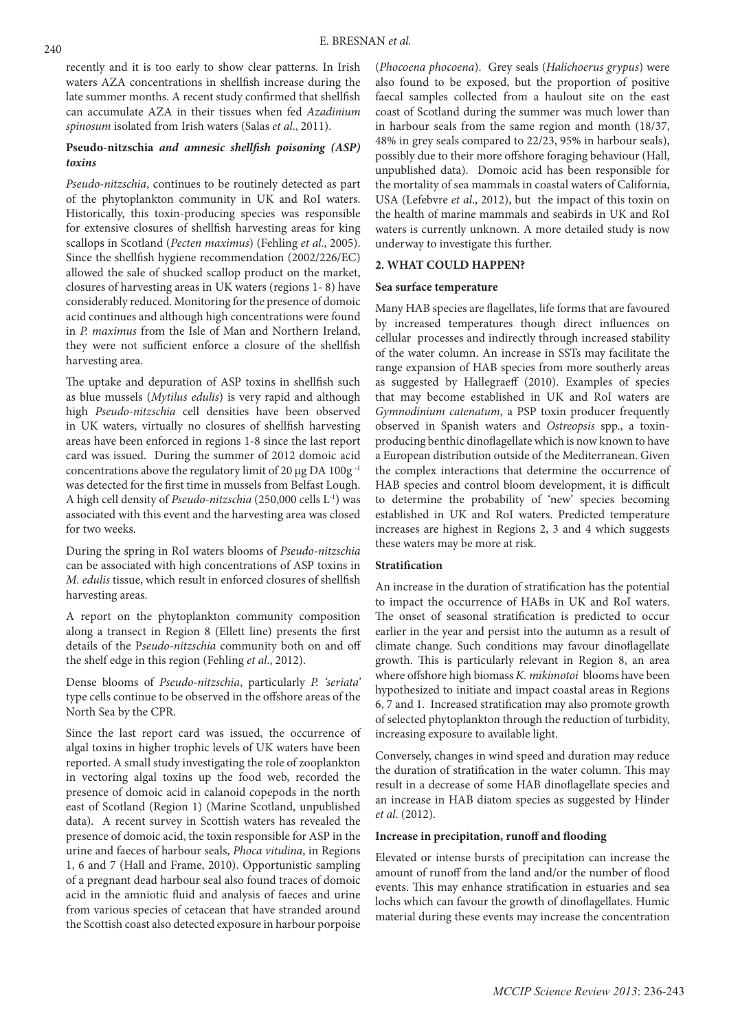recently and it is too early to show clear patterns. In Irish waters AZA concentrations in shellfish increase during the late summer months. A recent study confirmed that shellfish can accumulate AZA in their tissues when fed *Azadinium spinosum* isolated from Irish waters (Salas *et al*., 2011).

### Pseudo-nitzschia *and amnesic shellfish poisoning (ASP) toxins*

*Pseudo-nitzschia*, continues to be routinely detected as part of the phytoplankton community in UK and RoI waters. Historically, this toxin-producing species was responsible for extensive closures of shellfish harvesting areas for king scallops in Scotland (*Pecten maximus*) (Fehling *et al*., 2005). Since the shellfish hygiene recommendation (2002/226/EC) allowed the sale of shucked scallop product on the market, closures of harvesting areas in UK waters (regions 1- 8) have considerably reduced. Monitoring for the presence of domoic acid continues and although high concentrations were found in *P. maximus* from the Isle of Man and Northern Ireland, they were not sufficient enforce a closure of the shellfish harvesting area.

The uptake and depuration of ASP toxins in shellfish such as blue mussels (*Mytilus edulis*) is very rapid and although high *Pseudo-nitzschia* cell densities have been observed in UK waters, virtually no closures of shellfish harvesting areas have been enforced in regions 1-8 since the last report card was issued. During the summer of 2012 domoic acid concentrations above the regulatory limit of 20 μg DA $100g^{-1}$ was detected for the first time in mussels from Belfast Lough. A high cell density of *Pseudo-nitzschia* (250,000 cells $L^{-1}$) was associated with this event and the harvesting area was closed for two weeks.

During the spring in RoI waters blooms of *Pseudo-nitzschia* can be associated with high concentrations of ASP toxins in *M. edulis* tissue, which result in enforced closures of shellfish harvesting areas.

A report on the phytoplankton community composition along a transect in Region 8 (Ellett line) presents the first details of the P*seudo-nitzschia* community both on and off the shelf edge in this region (Fehling *et al*., 2012).

Dense blooms of *Pseudo-nitzschia*, particularly *P. 'seriata'* type cells continue to be observed in the offshore areas of the North Sea by the CPR.

Since the last report card was issued, the occurrence of algal toxins in higher trophic levels of UK waters have been reported. A small study investigating the role of zooplankton in vectoring algal toxins up the food web, recorded the presence of domoic acid in calanoid copepods in the north east of Scotland (Region 1) (Marine Scotland, unpublished data). A recent survey in Scottish waters has revealed the presence of domoic acid, the toxin responsible for ASP in the urine and faeces of harbour seals, *Phoca vitulina*, in Regions 1, 6 and 7 (Hall and Frame, 2010). Opportunistic sampling of a pregnant dead harbour seal also found traces of domoic acid in the amniotic fluid and analysis of faeces and urine from various species of cetacean that have stranded around the Scottish coast also detected exposure in harbour porpoise (*Phocoena phocoena*). Grey seals (*Halichoerus grypus*) were also found to be exposed, but the proportion of positive faecal samples collected from a haulout site on the east coast of Scotland during the summer was much lower than in harbour seals from the same region and month (18/37, 48% in grey seals compared to 22/23, 95% in harbour seals), possibly due to their more offshore foraging behaviour (Hall, unpublished data). Domoic acid has been responsible for the mortality of sea mammals in coastal waters of California, USA (Lefebvre *et al*., 2012), but the impact of this toxin on the health of marine mammals and seabirds in UK and RoI waters is currently unknown. A more detailed study is now underway to investigate this further.

## 2. WHAT COULD HAPPEN?

### Sea surface temperature

Many HAB species are flagellates, life forms that are favoured by increased temperatures though direct influences on cellular processes and indirectly through increased stability of the water column. An increase in SSTs may facilitate the range expansion of HAB species from more southerly areas as suggested by Hallegraeff (2010). Examples of species that may become established in UK and RoI waters are *Gymnodinium catenatum*, a PSP toxin producer frequently observed in Spanish waters and *Ostreopsis* spp., a toxin-producing benthic dinoflagellate which is now known to have a European distribution outside of the Mediterranean. Given the complex interactions that determine the occurrence of HAB species and control bloom development, it is difficult to determine the probability of 'new' species becoming established in UK and RoI waters. Predicted temperature increases are highest in Regions 2, 3 and 4 which suggests these waters may be more at risk.

### Stratification

An increase in the duration of stratification has the potential to impact the occurrence of HABs in UK and RoI waters. The onset of seasonal stratification is predicted to occur earlier in the year and persist into the autumn as a result of climate change. Such conditions may favour dinoflagellate growth. This is particularly relevant in Region 8, an area where offshore high biomass *K. mikimotoi* blooms have been hypothesized to initiate and impact coastal areas in Regions 6, 7 and 1. Increased stratification may also promote growth of selected phytoplankton through the reduction of turbidity, increasing exposure to available light.

Conversely, changes in wind speed and duration may reduce the duration of stratification in the water column. This may result in a decrease of some HAB dinoflagellate species and an increase in HAB diatom species as suggested by Hinder *et al*. (2012).

### Increase in precipitation, runoff and flooding

Elevated or intense bursts of precipitation can increase the amount of runoff from the land and/or the number of flood events. This may enhance stratification in estuaries and sea lochs which can favour the growth of dinoflagellates. Humic material during these events may increase the concentration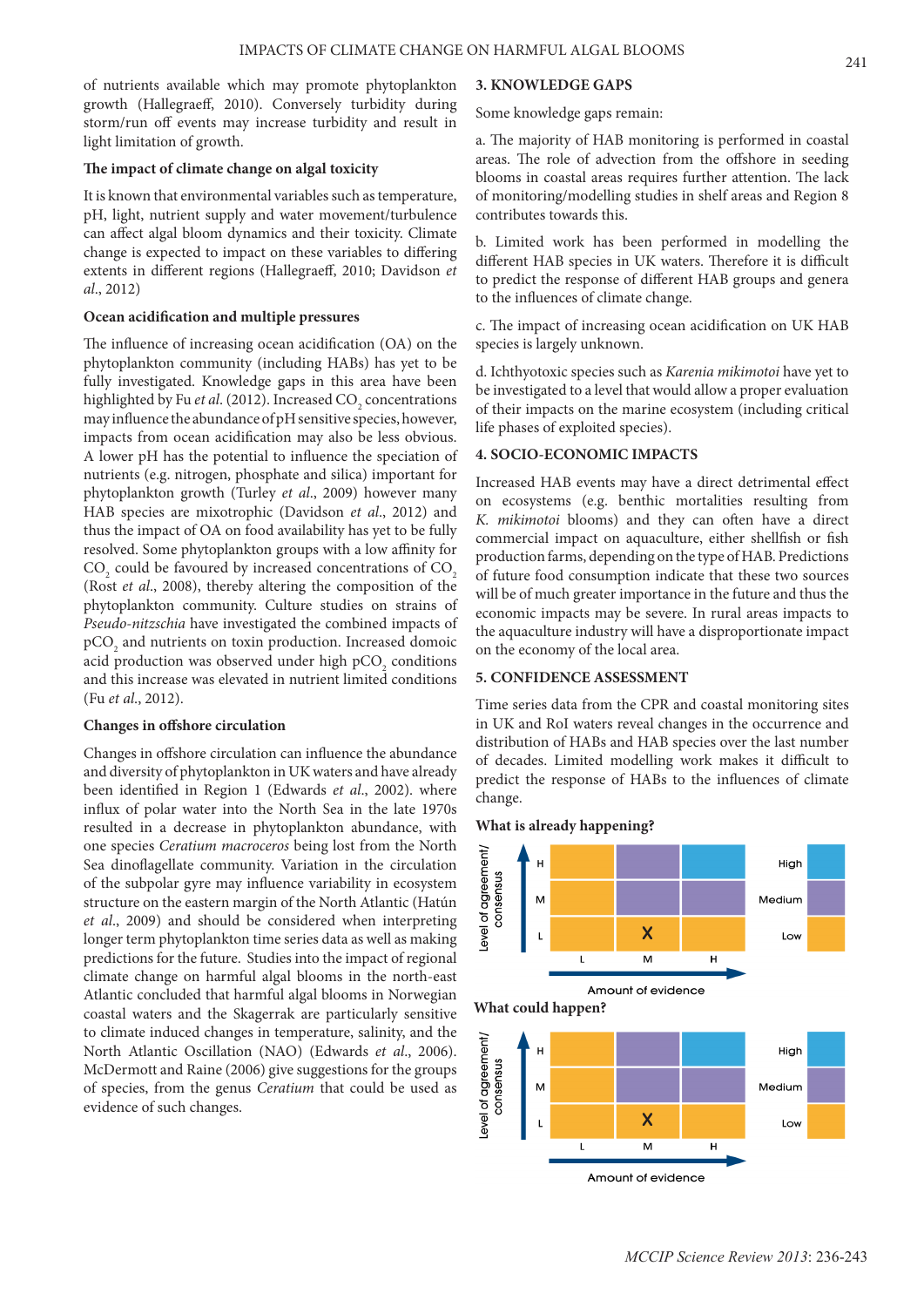of nutrients available which may promote phytoplankton growth (Hallegraeff, 2010). Conversely turbidity during storm/run off events may increase turbidity and result in light limitation of growth.

### The impact of climate change on algal toxicity

It is known that environmental variables such as temperature, pH, light, nutrient supply and water movement/turbulence can affect algal bloom dynamics and their toxicity. Climate change is expected to impact on these variables to differing extents in different regions (Hallegraeff, 2010; Davidson *et al.*, 2012)

### Ocean acidification and multiple pressures

The influence of increasing ocean acidification (OA) on the phytoplankton community (including HABs) has yet to be fully investigated. Knowledge gaps in this area have been highlighted by Fu *et al.* (2012). Increased $CO_2$ concentrations may influence the abundance of pH sensitive species, however, impacts from ocean acidification may also be less obvious. A lower pH has the potential to influence the speciation of nutrients (e.g. nitrogen, phosphate and silica) important for phytoplankton growth (Turley *et al.*, 2009) however many HAB species are mixotrophic (Davidson *et al.*, 2012) and thus the impact of OA on food availability has yet to be fully resolved. Some phytoplankton groups with a low affinity for $CO_2$ could be favoured by increased concentrations of $CO_2$ (Rost *et al.*, 2008), thereby altering the composition of the phytoplankton community. Culture studies on strains of *Pseudo-nitzschia* have investigated the combined impacts of $pCO_2$ and nutrients on toxin production. Increased domoic acid production was observed under high $pCO_2$ conditions and this increase was elevated in nutrient limited conditions (Fu *et al.*, 2012).

### Changes in offshore circulation

Changes in offshore circulation can influence the abundance and diversity of phytoplankton in UK waters and have already been identified in Region 1 (Edwards *et al.*, 2002). where influx of polar water into the North Sea in the late 1970s resulted in a decrease in phytoplankton abundance, with one species *Ceratium macroceros* being lost from the North Sea dinoflagellate community. Variation in the circulation of the subpolar gyre may influence variability in ecosystem structure on the eastern margin of the North Atlantic (Hatún *et al.*, 2009) and should be considered when interpreting longer term phytoplankton time series data as well as making predictions for the future. Studies into the impact of regional climate change on harmful algal blooms in the north-east Atlantic concluded that harmful algal blooms in Norwegian coastal waters and the Skagerrak are particularly sensitive to climate induced changes in temperature, salinity, and the North Atlantic Oscillation (NAO) (Edwards *et al.*, 2006). McDermott and Raine (2006) give suggestions for the groups of species, from the genus *Ceratium* that could be used as evidence of such changes.

## 3. KNOWLEDGE GAPS

Some knowledge gaps remain:

a. The majority of HAB monitoring is performed in coastal areas. The role of advection from the offshore in seeding blooms in coastal areas requires further attention. The lack of monitoring/modelling studies in shelf areas and Region 8 contributes towards this.

b. Limited work has been performed in modelling the different HAB species in UK waters. Therefore it is difficult to predict the response of different HAB groups and genera to the influences of climate change.

c. The impact of increasing ocean acidification on UK HAB species is largely unknown.

d. Ichthyotoxic species such as *Karenia mikimotoi* have yet to be investigated to a level that would allow a proper evaluation of their impacts on the marine ecosystem (including critical life phases of exploited species).

## 4. SOCIO-ECONOMIC IMPACTS

Increased HAB events may have a direct detrimental effect on ecosystems (e.g. benthic mortalities resulting from *K. mikimotoi* blooms) and they can often have a direct commercial impact on aquaculture, either shellfish or fish production farms, depending on the type of HAB. Predictions of future food consumption indicate that these two sources will be of much greater importance in the future and thus the economic impacts may be severe. In rural areas impacts to the aquaculture industry will have a disproportionate impact on the economy of the local area.

## 5. CONFIDENCE ASSESSMENT

Time series data from the CPR and coastal monitoring sites in UK and RoI waters reveal changes in the occurrence and distribution of HABs and HAB species over the last number of decades. Limited modelling work makes it difficult to predict the response of HABs to the influences of climate change.

### What is already happening?

| Level of agreement/ consensus | L | M | H |
|---|---|---|---|
| H | | | |
| M | | | |
| L | | X | |

Amount of evidence

High / Medium / Low

### What could happen?

| Level of agreement/ consensus | L | M | H |
|---|---|---|---|
| H | | | |
| M | | | |
| L | | X | |

Amount of evidence

High / Medium / Low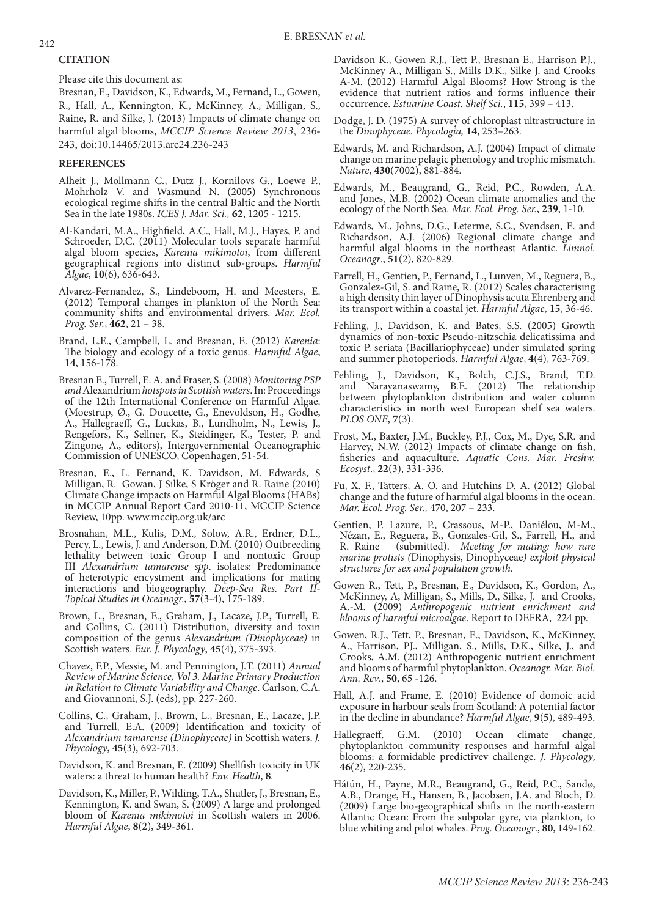**CITATION**

Please cite this document as:

Bresnan, E., Davidson, K., Edwards, M., Fernand, L., Gowen, R., Hall, A., Kennington, K., McKinney, A., Milligan, S., Raine, R. and Silke, J. (2013) Impacts of climate change on harmful algal blooms, *MCCIP Science Review 2013*, 236-243, doi:10.14465/2013.arc24.236-243

**REFERENCES**

Alheit J., Mollmann C., Dutz J., Kornilovs G., Loewe P., Mohrholz V. and Wasmund N. (2005) Synchronous ecological regime shifts in the central Baltic and the North Sea in the late 1980s. *ICES J. Mar. Sci.,* **62**, 1205 - 1215.

Al-Kandari, M.A., Highfield, A.C., Hall, M.J., Hayes, P. and Schroeder, D.C. (2011) Molecular tools separate harmful algal bloom species, *Karenia mikimotoi*, from different geographical regions into distinct sub-groups. *Harmful Algae*, **10**(6), 636-643.

Alvarez-Fernandez, S., Lindeboom, H. and Meesters, E. (2012) Temporal changes in plankton of the North Sea: community shifts and environmental drivers. *Mar. Ecol. Prog. Ser.*, **462**, 21 – 38.

Brand, L.E., Campbell, L. and Bresnan, E. (2012) *Karenia*: The biology and ecology of a toxic genus. *Harmful Algae*, **14**, 156-178.

Bresnan E., Turrell, E. A. and Fraser, S. (2008) *Monitoring PSP and* Alexandrium *hotspots in Scottish waters*. In: Proceedings of the 12th International Conference on Harmful Algae. (Moestrup, Ø., G. Doucette, G., Enevoldson, H., Godhe, A., Hallegraeff, G., Luckas, B., Lundholm, N., Lewis, J., Rengefors, K., Sellner, K., Steidinger, K., Tester, P. and Zingone, A., editors), Intergovernmental Oceanographic Commission of UNESCO, Copenhagen, 51-54.

Bresnan, E., L. Fernand, K. Davidson, M. Edwards, S Milligan, R. Gowan, J Silke, S Kröger and R. Raine (2010) Climate Change impacts on Harmful Algal Blooms (HABs) in MCCIP Annual Report Card 2010-11, MCCIP Science Review, 10pp. www.mccip.org.uk/arc

Brosnahan, M.L., Kulis, D.M., Solow, A.R., Erdner, D.L., Percy, L., Lewis, J. and Anderson, D.M. (2010) Outbreeding lethality between toxic Group I and nontoxic Group III *Alexandrium tamarense spp*. isolates: Predominance of heterotypic encystment and implications for mating interactions and biogeography. *Deep-Sea Res. Part II-Topical Studies in Oceanogr.*, **57**(3-4), 175-189.

Brown, L., Bresnan, E., Graham, J., Lacaze, J.P., Turrell, E. and Collins, C. (2011) Distribution, diversity and toxin composition of the genus *Alexandrium (Dinophyceae)* in Scottish waters. *Eur. J. Phycology*, **45**(4), 375-393.

Chavez, F.P., Messie, M. and Pennington, J.T. (2011) *Annual Review of Marine Science, Vol 3. Marine Primary Production in Relation to Climate Variability and Change*. Carlson, C.A. and Giovannoni, S.J. (eds), pp. 227-260.

Collins, C., Graham, J., Brown, L., Bresnan, E., Lacaze, J.P. and Turrell, E.A. (2009) Identification and toxicity of *Alexandrium tamarense (Dinophyceae)* in Scottish waters. *J. Phycology*, **45**(3), 692-703.

Davidson, K. and Bresnan, E. (2009) Shellfish toxicity in UK waters: a threat to human health? *Env. Health*, **8**.

Davidson, K., Miller, P., Wilding, T.A., Shutler, J., Bresnan, E., Kennington, K. and Swan, S. (2009) A large and prolonged bloom of *Karenia mikimotoi* in Scottish waters in 2006. *Harmful Algae*, **8**(2), 349-361.

Davidson K., Gowen R.J., Tett P., Bresnan E., Harrison P.J., McKinney A., Milligan S., Mills D.K., Silke J. and Crooks A-M. (2012) Harmful Algal Blooms? How Strong is the evidence that nutrient ratios and forms influence their occurrence. *Estuarine Coast. Shelf Sci.*, **115**, 399 – 413.

Dodge, J. D. (1975) A survey of chloroplast ultrastructure in the *Dinophyceae*. *Phycologia,* **14**, 253–263.

Edwards, M. and Richardson, A.J. (2004) Impact of climate change on marine pelagic phenology and trophic mismatch. *Nature*, **430**(7002), 881-884.

Edwards, M., Beaugrand, G., Reid, P.C., Rowden, A.A. and Jones, M.B. (2002) Ocean climate anomalies and the ecology of the North Sea. *Mar. Ecol. Prog. Ser.*, **239**, 1-10.

Edwards, M., Johns, D.G., Leterme, S.C., Svendsen, E. and Richardson, A.J. (2006) Regional climate change and harmful algal blooms in the northeast Atlantic. *Limnol. Oceanogr*., **51**(2), 820-829.

Farrell, H., Gentien, P., Fernand, L., Lunven, M., Reguera, B., Gonzalez-Gil, S. and Raine, R. (2012) Scales characterising a high density thin layer of Dinophysis acuta Ehrenberg and its transport within a coastal jet. *Harmful Algae*, **15**, 36-46.

Fehling, J., Davidson, K. and Bates, S.S. (2005) Growth dynamics of non-toxic Pseudo-nitzschia delicatissima and toxic P. seriata (Bacillariophyceae) under simulated spring and summer photoperiods. *Harmful Algae*, **4**(4), 763-769.

Fehling, J., Davidson, K., Bolch, C.J.S., Brand, T.D. and Narayanaswamy, B.E. (2012) The relationship between phytoplankton distribution and water column characteristics in north west European shelf sea waters. *PLOS ONE*, **7**(3).

Frost, M., Baxter, J.M., Buckley, P.J., Cox, M., Dye, S.R. and Harvey, N.W. (2012) Impacts of climate change on fish, fisheries and aquaculture. *Aquatic Cons. Mar. Freshw. Ecosyst*., **22**(3), 331-336.

Fu, X. F., Tatters, A. O. and Hutchins D. A. (2012) Global change and the future of harmful algal blooms in the ocean. *Mar. Ecol. Prog. Ser.,* 470, 207 – 233.

Gentien, P. Lazure, P., Crassous, M-P., Daniélou, M-M., Nézan, E., Reguera, B., Gonzales-Gil, S., Farrell, H., and R. Raine (submitted). *Meeting for mating: how rare marine protists (*Dinophysis, Dinophyceae*) exploit physical structures for sex and population growth*.

Gowen R., Tett, P., Bresnan, E., Davidson, K., Gordon, A., McKinney, A, Milligan, S., Mills, D., Silke, J. and Crooks, A.-M. (2009) *Anthropogenic nutrient enrichment and blooms of harmful microalgae*. Report to DEFRA, 224 pp.

Gowen, R.J., Tett, P., Bresnan, E., Davidson, K., McKinney, A., Harrison, PJ., Milligan, S., Mills, D.K., Silke, J., and Crooks, A.M. (2012) Anthropogenic nutrient enrichment and blooms of harmful phytoplankton. *Oceanogr. Mar. Biol. Ann. Rev*., **50**, 65 -126.

Hall, A.J. and Frame, E. (2010) Evidence of domoic acid exposure in harbour seals from Scotland: A potential factor in the decline in abundance? *Harmful Algae*, **9**(5), 489-493.

Hallegraeff, G.M. (2010) Ocean climate change, phytoplankton community responses and harmful algal blooms: a formidable predictivev challenge. *J. Phycology*, **46**(2), 220-235.

Hátún, H., Payne, M.R., Beaugrand, G., Reid, P.C., Sandø, A.B., Drange, H., Hansen, B., Jacobsen, J.A. and Bloch, D. (2009) Large bio-geographical shifts in the north-eastern Atlantic Ocean: From the subpolar gyre, via plankton, to blue whiting and pilot whales. *Prog. Oceanogr*., **80**, 149-162.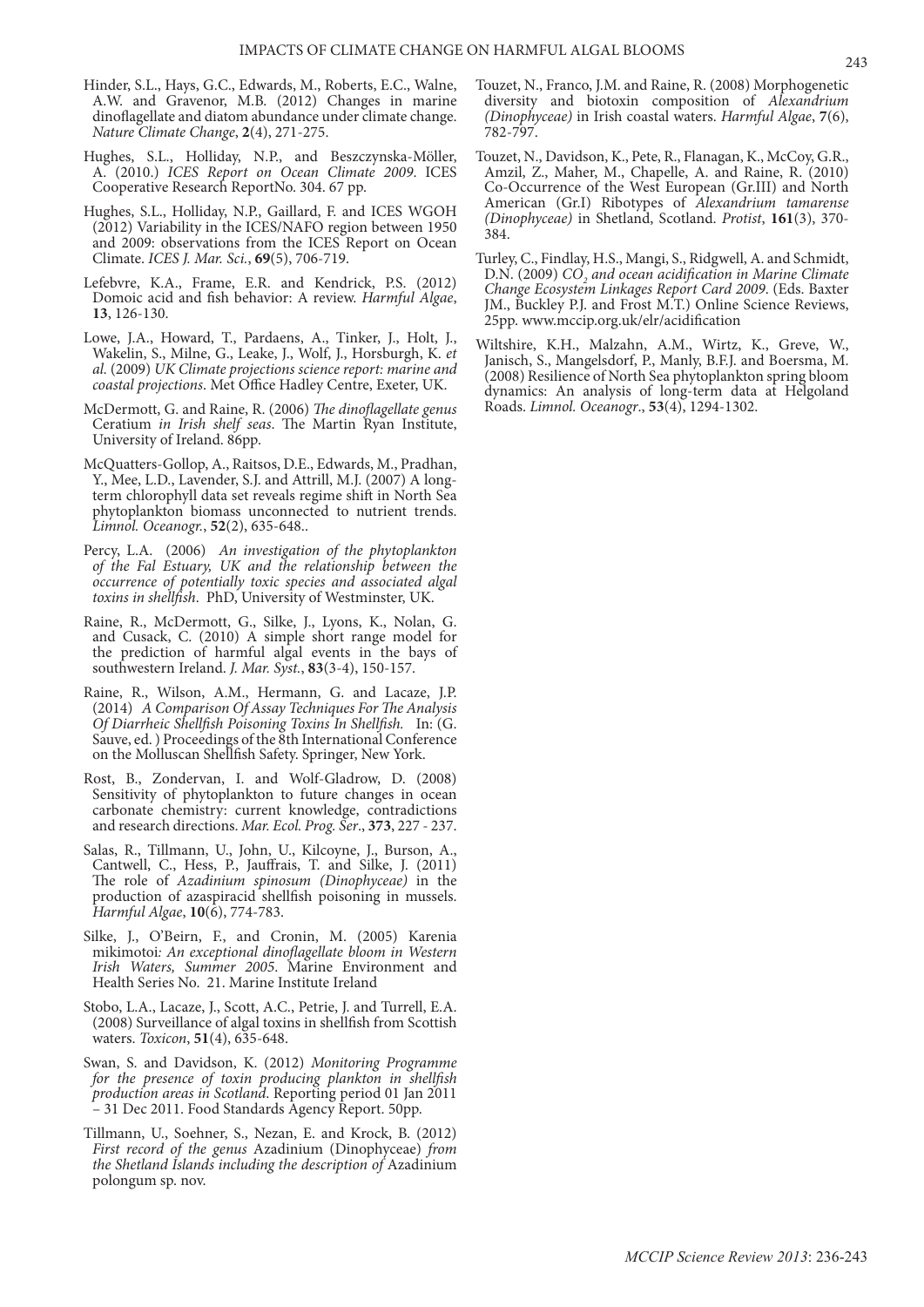Hinder, S.L., Hays, G.C., Edwards, M., Roberts, E.C., Walne, A.W. and Gravenor, M.B. (2012) Changes in marine dinoflagellate and diatom abundance under climate change. *Nature Climate Change*, **2**(4), 271-275.

Hughes, S.L., Holliday, N.P., and Beszczynska-Möller, A. (2010.) *ICES Report on Ocean Climate 2009*. ICES Cooperative Research ReportNo. 304. 67 pp.

Hughes, S.L., Holliday, N.P., Gaillard, F. and ICES WGOH (2012) Variability in the ICES/NAFO region between 1950 and 2009: observations from the ICES Report on Ocean Climate. *ICES J. Mar. Sci.*, **69**(5), 706-719.

Lefebvre, K.A., Frame, E.R. and Kendrick, P.S. (2012) Domoic acid and fish behavior: A review. *Harmful Algae*, **13**, 126-130.

Lowe, J.A., Howard, T., Pardaens, A., Tinker, J., Holt, J., Wakelin, S., Milne, G., Leake, J., Wolf, J., Horsburgh, K. *et al.* (2009) *UK Climate projections science report: marine and coastal projections*. Met Office Hadley Centre, Exeter, UK.

McDermott, G. and Raine, R. (2006) *The dinoflagellate genus* Ceratium *in Irish shelf seas.* The Martin Ryan Institute, University of Ireland. 86pp.

McQuatters-Gollop, A., Raitsos, D.E., Edwards, M., Pradhan, Y., Mee, L.D., Lavender, S.J. and Attrill, M.J. (2007) A long-term chlorophyll data set reveals regime shift in North Sea phytoplankton biomass unconnected to nutrient trends. *Limnol. Oceanogr.*, **52**(2), 635-648..

Percy, L.A. (2006) *An investigation of the phytoplankton of the Fal Estuary, UK and the relationship between the occurrence of potentially toxic species and associated algal toxins in shellfish*. PhD, University of Westminster, UK.

Raine, R., McDermott, G., Silke, J., Lyons, K., Nolan, G. and Cusack, C. (2010) A simple short range model for the prediction of harmful algal events in the bays of southwestern Ireland. *J. Mar. Syst.*, **83**(3-4), 150-157.

Raine, R., Wilson, A.M., Hermann, G. and Lacaze, J.P. (2014) *A Comparison Of Assay Techniques For The Analysis Of Diarrheic Shellfish Poisoning Toxins In Shellfish.* In: (G. Sauve, ed. ) Proceedings of the 8th International Conference on the Molluscan Shellfish Safety. Springer, New York.

Rost, B., Zondervan, I. and Wolf-Gladrow, D. (2008) Sensitivity of phytoplankton to future changes in ocean carbonate chemistry: current knowledge, contradictions and research directions. *Mar. Ecol. Prog. Ser*., **373**, 227 - 237.

Salas, R., Tillmann, U., John, U., Kilcoyne, J., Burson, A., Cantwell, C., Hess, P., Jauffrais, T. and Silke, J. (2011) The role of *Azadinium spinosum (Dinophyceae)* in the production of azaspiracid shellfish poisoning in mussels. *Harmful Algae*, **10**(6), 774-783.

Silke, J., O'Beirn, F., and Cronin, M. (2005) Karenia mikimotoi*: An exceptional dinoflagellate bloom in Western Irish Waters, Summer 2005*. Marine Environment and Health Series No. 21. Marine Institute Ireland

Stobo, L.A., Lacaze, J., Scott, A.C., Petrie, J. and Turrell, E.A. (2008) Surveillance of algal toxins in shellfish from Scottish waters. *Toxicon*, **51**(4), 635-648.

Swan, S. and Davidson, K. (2012) *Monitoring Programme for the presence of toxin producing plankton in shellfish production areas in Scotland.* Reporting period 01 Jan 2011 – 31 Dec 2011. Food Standards Agency Report. 50pp.

Tillmann, U., Soehner, S., Nezan, E. and Krock, B. (2012) *First record of the genus* Azadinium (Dinophyceae) *from the Shetland Islands including the description of* Azadinium polongum sp. nov.

Touzet, N., Franco, J.M. and Raine, R. (2008) Morphogenetic diversity and biotoxin composition of *Alexandrium (Dinophyceae)* in Irish coastal waters. *Harmful Algae*, **7**(6), 782-797.

Touzet, N., Davidson, K., Pete, R., Flanagan, K., McCoy, G.R., Amzil, Z., Maher, M., Chapelle, A. and Raine, R. (2010) Co-Occurrence of the West European (Gr.III) and North American (Gr.I) Ribotypes of *Alexandrium tamarense (Dinophyceae)* in Shetland, Scotland. *Protist*, **161**(3), 370-384.

Turley, C., Findlay, H.S., Mangi, S., Ridgwell, A. and Schmidt, D.N. (2009) *$CO_2$ and ocean acidification in Marine Climate Change Ecosystem Linkages Report Card 2009*. (Eds. Baxter JM., Buckley P.J. and Frost M.T.) Online Science Reviews, 25pp. www.mccip.org.uk/elr/acidification

Wiltshire, K.H., Malzahn, A.M., Wirtz, K., Greve, W., Janisch, S., Mangelsdorf, P., Manly, B.F.J. and Boersma, M. (2008) Resilience of North Sea phytoplankton spring bloom dynamics: An analysis of long-term data at Helgoland Roads. *Limnol. Oceanogr*., **53**(4), 1294-1302.